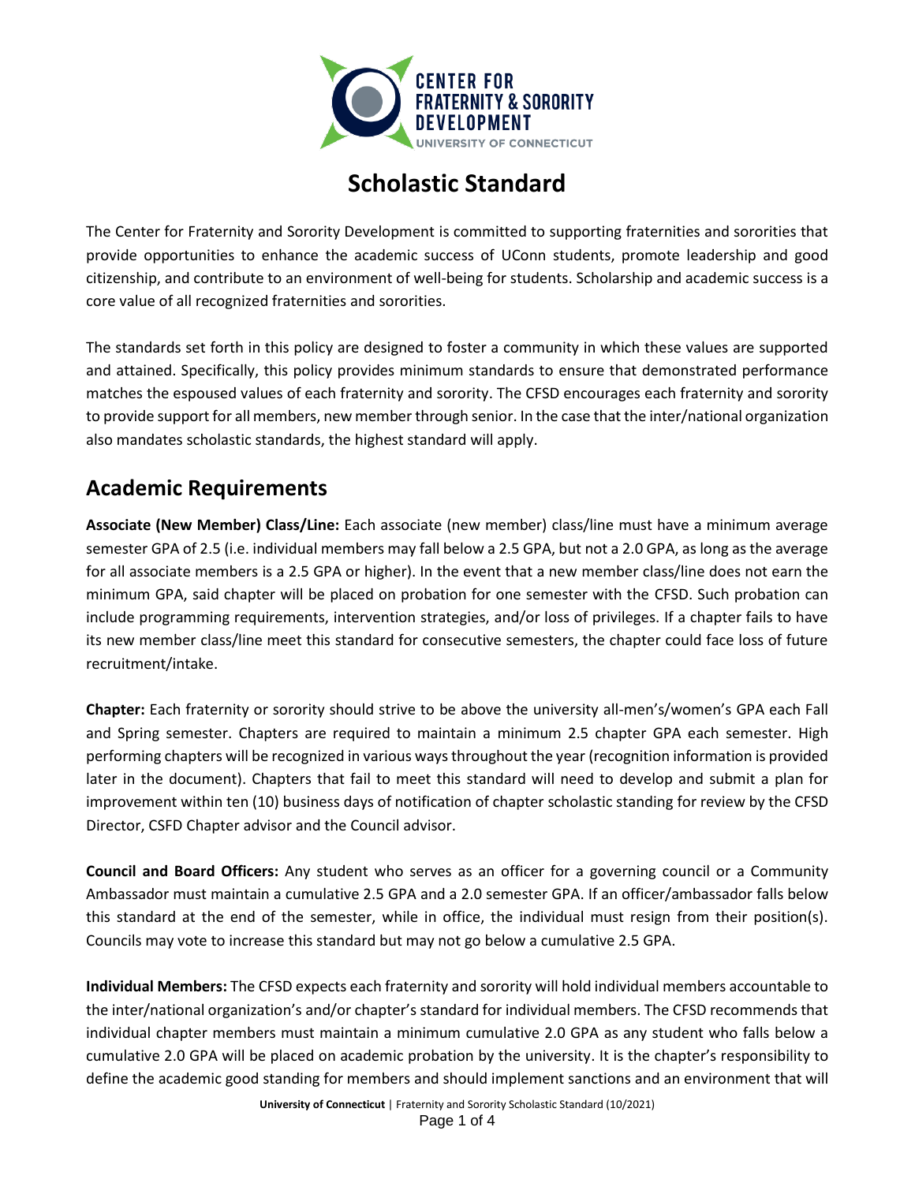# Scholastic Standard

The Center for Fraternity and Sorority Development is committed to supporting fraternities and sororities that provide opportunities to enhance the academic success of UConn students, promote leadership and good citizenship, and contribute to an environment of well-being for students. Scholarship and academic success is a core value of all recognized fraternities and sororities.

The standards set forth in this policy are designed to foster a community in which these values are supported and attained. Specifically, this policy provides minimum standards to ensure that demonstrated performance matches the espoused values of each fraternity and sorority. The CFSD encourages each fraternity and sorority to provide support for all members, new member through senior. In the case that the inter/national organization also mandates scholastic standards, the highest standard will apply.

## Academic Requirements

**Associate (New Member) Class/Line:** Each associate (new member) class/line must have a minimum average semester GPA of 2.5 (i.e. individual members may fall below a 2.5 GPA, but not a 2.0 GPA, as long as the average for all associate members is a 2.5 GPA or higher). In the event that a new member class/line does not earn the minimum GPA, said chapter will be placed on probation for one semester with the CFSD. Such probation can include programming requirements, intervention strategies, and/or loss of privileges. If a chapter fails to have its new member class/line meet this standard for consecutive semesters, the chapter could face loss of future recruitment/intake.

**Chapter:** Each fraternity or sorority should strive to be above the university all-men's/women's GPA each Fall and Spring semester. Chapters are required to maintain a minimum 2.5 chapter GPA each semester. High performing chapters will be recognized in various ways throughout the year (recognition information is provided later in the document). Chapters that fail to meet this standard will need to develop and submit a plan for improvement within ten (10) business days of notification of chapter scholastic standing for review by the CFSD Director, CSFD Chapter advisor and the Council advisor.

**Council and Board Officers:** Any student who serves as an officer for a governing council or a Community Ambassador must maintain a cumulative 2.5 GPA and a 2.0 semester GPA. If an officer/ambassador falls below this standard at the end of the semester, while in office, the individual must resign from their position(s). Councils may vote to increase this standard but may not go below a cumulative 2.5 GPA.

**Individual Members:** The CFSD expects each fraternity and sorority will hold individual members accountable to the inter/national organization's and/or chapter's standard for individual members. The CFSD recommends that individual chapter members must maintain a minimum cumulative 2.0 GPA as any student who falls below a cumulative 2.0 GPA will be placed on academic probation by the university. It is the chapter's responsibility to define the academic good standing for members and should implement sanctions and an environment that will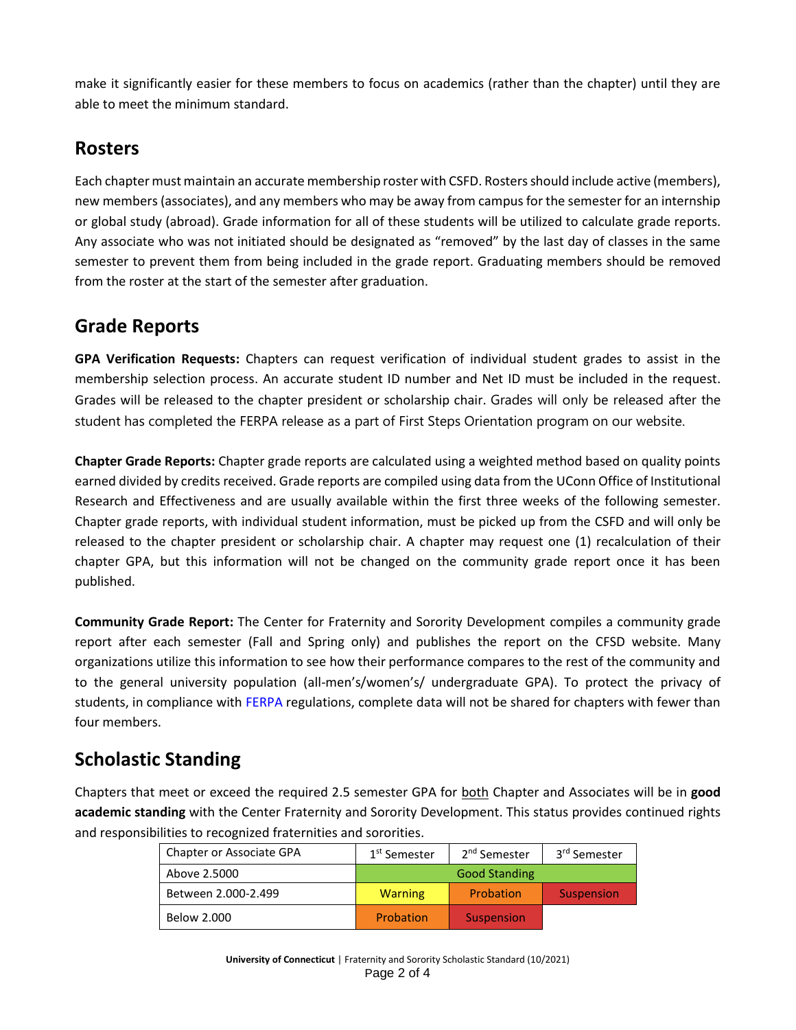make it significantly easier for these members to focus on academics (rather than the chapter) until they are able to meet the minimum standard.

## Rosters

Each chapter must maintain an accurate membership roster with CSFD. Rosters should include active (members), new members (associates), and any members who may be away from campus for the semester for an internship or global study (abroad). Grade information for all of these students will be utilized to calculate grade reports. Any associate who was not initiated should be designated as "removed" by the last day of classes in the same semester to prevent them from being included in the grade report. Graduating members should be removed from the roster at the start of the semester after graduation.

## Grade Reports

**GPA Verification Requests:** Chapters can request verification of individual student grades to assist in the membership selection process. An accurate student ID number and Net ID must be included in the request. Grades will be released to the chapter president or scholarship chair. Grades will only be released after the student has completed the FERPA release as a part of First Steps Orientation program on our website.

**Chapter Grade Reports:** Chapter grade reports are calculated using a weighted method based on quality points earned divided by credits received. Grade reports are compiled using data from the UConn Office of Institutional Research and Effectiveness and are usually available within the first three weeks of the following semester. Chapter grade reports, with individual student information, must be picked up from the CSFD and will only be released to the chapter president or scholarship chair. A chapter may request one (1) recalculation of their chapter GPA, but this information will not be changed on the community grade report once it has been published.

**Community Grade Report:** The Center for Fraternity and Sorority Development compiles a community grade report after each semester (Fall and Spring only) and publishes the report on the CFSD website. Many organizations utilize this information to see how their performance compares to the rest of the community and to the general university population (all-men's/women's/ undergraduate GPA). To protect the privacy of students, in compliance with FERPA regulations, complete data will not be shared for chapters with fewer than four members.

## Scholastic Standing

Chapters that meet or exceed the required 2.5 semester GPA for both Chapter and Associates will be in **good academic standing** with the Center Fraternity and Sorority Development. This status provides continued rights and responsibilities to recognized fraternities and sororities.

| Chapter or Associate GPA | 1st Semester | 2nd Semester | 3rd Semester |
|---|---|---|---|
| Above 2.5000 | Good Standing | | |
| Between 2.000-2.499 | Warning | Probation | Suspension |
| Below 2.000 | Probation | Suspension | |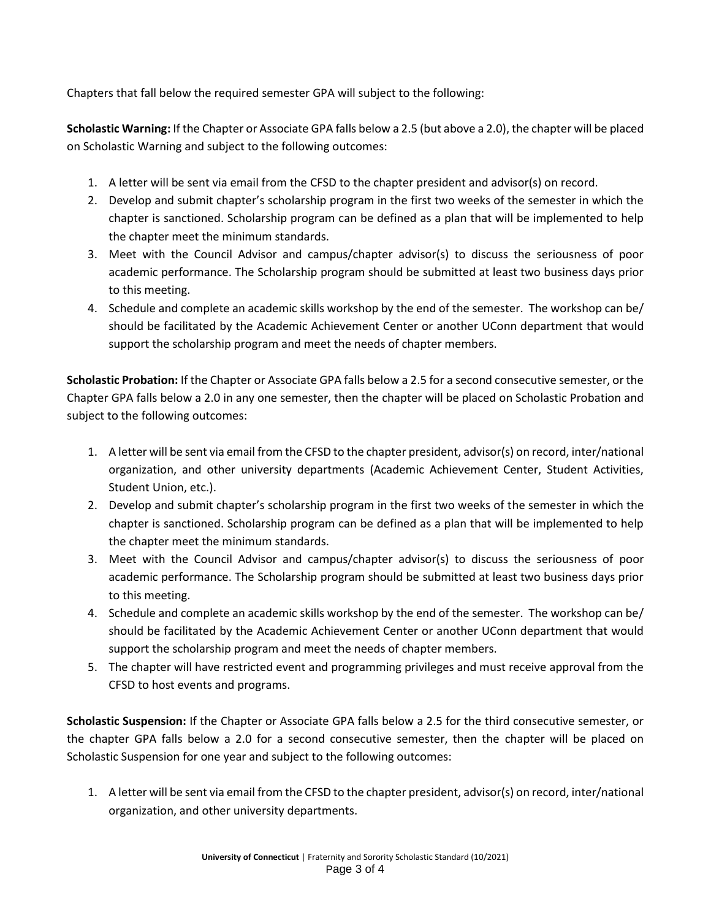Chapters that fall below the required semester GPA will subject to the following:

**Scholastic Warning:** If the Chapter or Associate GPA falls below a 2.5 (but above a 2.0), the chapter will be placed on Scholastic Warning and subject to the following outcomes:

1. A letter will be sent via email from the CFSD to the chapter president and advisor(s) on record.
2. Develop and submit chapter's scholarship program in the first two weeks of the semester in which the chapter is sanctioned. Scholarship program can be defined as a plan that will be implemented to help the chapter meet the minimum standards.
3. Meet with the Council Advisor and campus/chapter advisor(s) to discuss the seriousness of poor academic performance. The Scholarship program should be submitted at least two business days prior to this meeting.
4. Schedule and complete an academic skills workshop by the end of the semester. The workshop can be/ should be facilitated by the Academic Achievement Center or another UConn department that would support the scholarship program and meet the needs of chapter members.

**Scholastic Probation:** If the Chapter or Associate GPA falls below a 2.5 for a second consecutive semester, or the Chapter GPA falls below a 2.0 in any one semester, then the chapter will be placed on Scholastic Probation and subject to the following outcomes:

1. A letter will be sent via email from the CFSD to the chapter president, advisor(s) on record, inter/national organization, and other university departments (Academic Achievement Center, Student Activities, Student Union, etc.).
2. Develop and submit chapter's scholarship program in the first two weeks of the semester in which the chapter is sanctioned. Scholarship program can be defined as a plan that will be implemented to help the chapter meet the minimum standards.
3. Meet with the Council Advisor and campus/chapter advisor(s) to discuss the seriousness of poor academic performance. The Scholarship program should be submitted at least two business days prior to this meeting.
4. Schedule and complete an academic skills workshop by the end of the semester. The workshop can be/ should be facilitated by the Academic Achievement Center or another UConn department that would support the scholarship program and meet the needs of chapter members.
5. The chapter will have restricted event and programming privileges and must receive approval from the CFSD to host events and programs.

**Scholastic Suspension:** If the Chapter or Associate GPA falls below a 2.5 for the third consecutive semester, or the chapter GPA falls below a 2.0 for a second consecutive semester, then the chapter will be placed on Scholastic Suspension for one year and subject to the following outcomes:

1. A letter will be sent via email from the CFSD to the chapter president, advisor(s) on record, inter/national organization, and other university departments.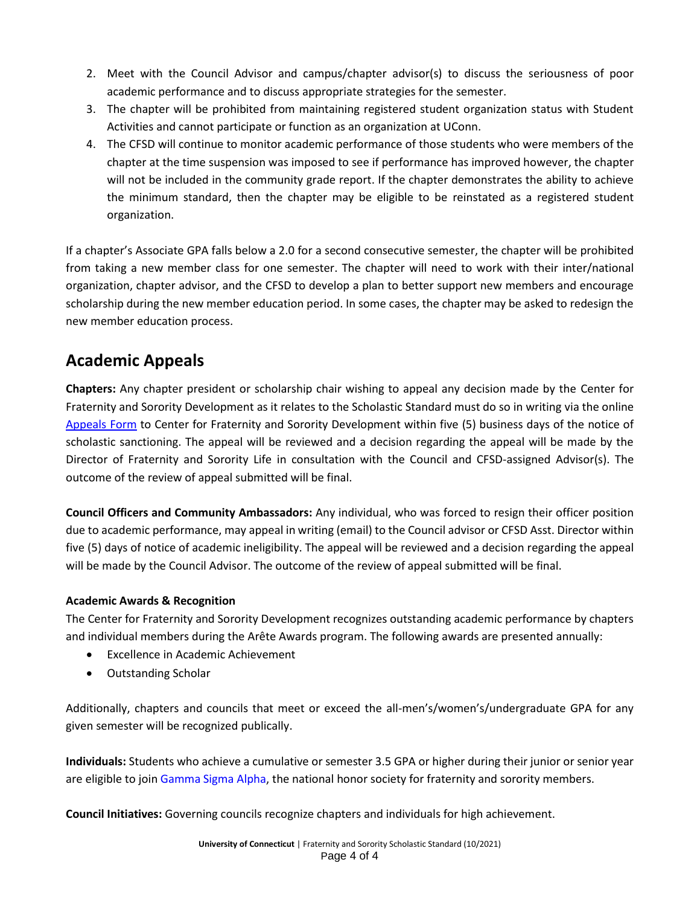2. Meet with the Council Advisor and campus/chapter advisor(s) to discuss the seriousness of poor academic performance and to discuss appropriate strategies for the semester.
3. The chapter will be prohibited from maintaining registered student organization status with Student Activities and cannot participate or function as an organization at UConn.
4. The CFSD will continue to monitor academic performance of those students who were members of the chapter at the time suspension was imposed to see if performance has improved however, the chapter will not be included in the community grade report. If the chapter demonstrates the ability to achieve the minimum standard, then the chapter may be eligible to be reinstated as a registered student organization.

If a chapter's Associate GPA falls below a 2.0 for a second consecutive semester, the chapter will be prohibited from taking a new member class for one semester. The chapter will need to work with their inter/national organization, chapter advisor, and the CFSD to develop a plan to better support new members and encourage scholarship during the new member education period. In some cases, the chapter may be asked to redesign the new member education process.

## Academic Appeals

**Chapters:** Any chapter president or scholarship chair wishing to appeal any decision made by the Center for Fraternity and Sorority Development as it relates to the Scholastic Standard must do so in writing via the online Appeals Form to Center for Fraternity and Sorority Development within five (5) business days of the notice of scholastic sanctioning. The appeal will be reviewed and a decision regarding the appeal will be made by the Director of Fraternity and Sorority Life in consultation with the Council and CFSD-assigned Advisor(s). The outcome of the review of appeal submitted will be final.

**Council Officers and Community Ambassadors:** Any individual, who was forced to resign their officer position due to academic performance, may appeal in writing (email) to the Council advisor or CFSD Asst. Director within five (5) days of notice of academic ineligibility. The appeal will be reviewed and a decision regarding the appeal will be made by the Council Advisor. The outcome of the review of appeal submitted will be final.

### Academic Awards & Recognition

The Center for Fraternity and Sorority Development recognizes outstanding academic performance by chapters and individual members during the Arête Awards program. The following awards are presented annually:

- Excellence in Academic Achievement
- Outstanding Scholar

Additionally, chapters and councils that meet or exceed the all-men's/women's/undergraduate GPA for any given semester will be recognized publically.

**Individuals:** Students who achieve a cumulative or semester 3.5 GPA or higher during their junior or senior year are eligible to join Gamma Sigma Alpha, the national honor society for fraternity and sorority members.

**Council Initiatives:** Governing councils recognize chapters and individuals for high achievement.